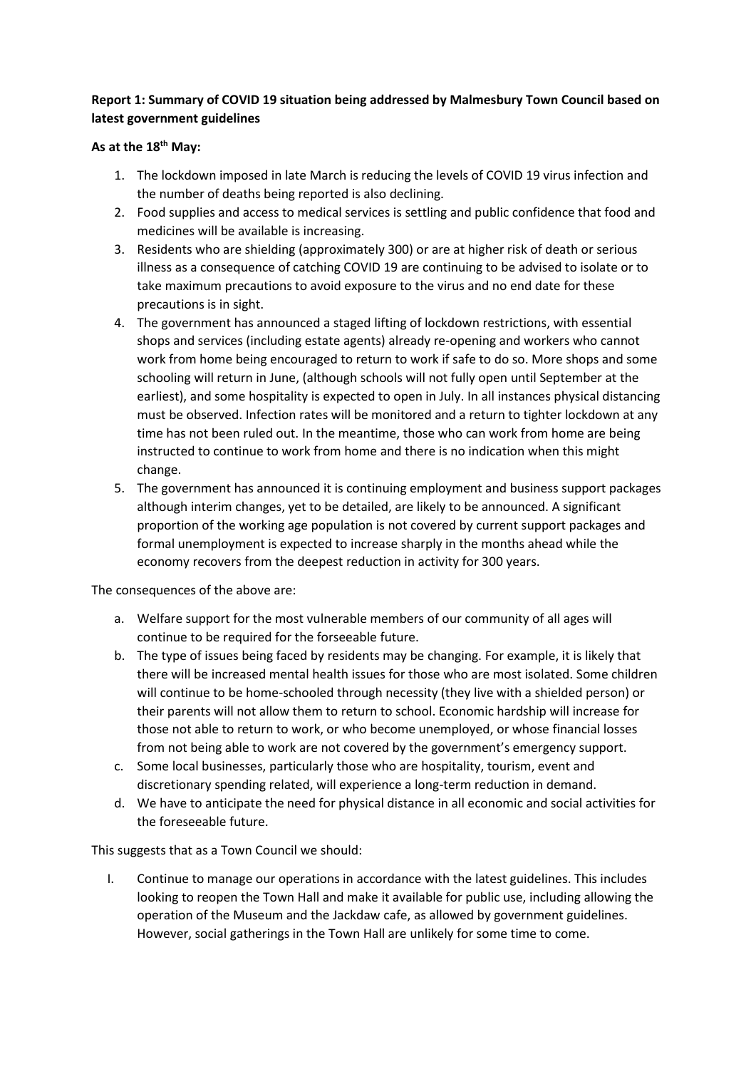**Report 1: Summary of COVID 19 situation being addressed by Malmesbury Town Council based on latest government guidelines**

**As at the 18th May:**

1. The lockdown imposed in late March is reducing the levels of COVID 19 virus infection and the number of deaths being reported is also declining.
2. Food supplies and access to medical services is settling and public confidence that food and medicines will be available is increasing.
3. Residents who are shielding (approximately 300) or are at higher risk of death or serious illness as a consequence of catching COVID 19 are continuing to be advised to isolate or to take maximum precautions to avoid exposure to the virus and no end date for these precautions is in sight.
4. The government has announced a staged lifting of lockdown restrictions, with essential shops and services (including estate agents) already re-opening and workers who cannot work from home being encouraged to return to work if safe to do so. More shops and some schooling will return in June, (although schools will not fully open until September at the earliest), and some hospitality is expected to open in July. In all instances physical distancing must be observed. Infection rates will be monitored and a return to tighter lockdown at any time has not been ruled out. In the meantime, those who can work from home are being instructed to continue to work from home and there is no indication when this might change.
5. The government has announced it is continuing employment and business support packages although interim changes, yet to be detailed, are likely to be announced. A significant proportion of the working age population is not covered by current support packages and formal unemployment is expected to increase sharply in the months ahead while the economy recovers from the deepest reduction in activity for 300 years.

The consequences of the above are:

a. Welfare support for the most vulnerable members of our community of all ages will continue to be required for the forseeable future.
b. The type of issues being faced by residents may be changing. For example, it is likely that there will be increased mental health issues for those who are most isolated. Some children will continue to be home-schooled through necessity (they live with a shielded person) or their parents will not allow them to return to school. Economic hardship will increase for those not able to return to work, or who become unemployed, or whose financial losses from not being able to work are not covered by the government's emergency support.
c. Some local businesses, particularly those who are hospitality, tourism, event and discretionary spending related, will experience a long-term reduction in demand.
d. We have to anticipate the need for physical distance in all economic and social activities for the foreseeable future.

This suggests that as a Town Council we should:

I. Continue to manage our operations in accordance with the latest guidelines. This includes looking to reopen the Town Hall and make it available for public use, including allowing the operation of the Museum and the Jackdaw cafe, as allowed by government guidelines. However, social gatherings in the Town Hall are unlikely for some time to come.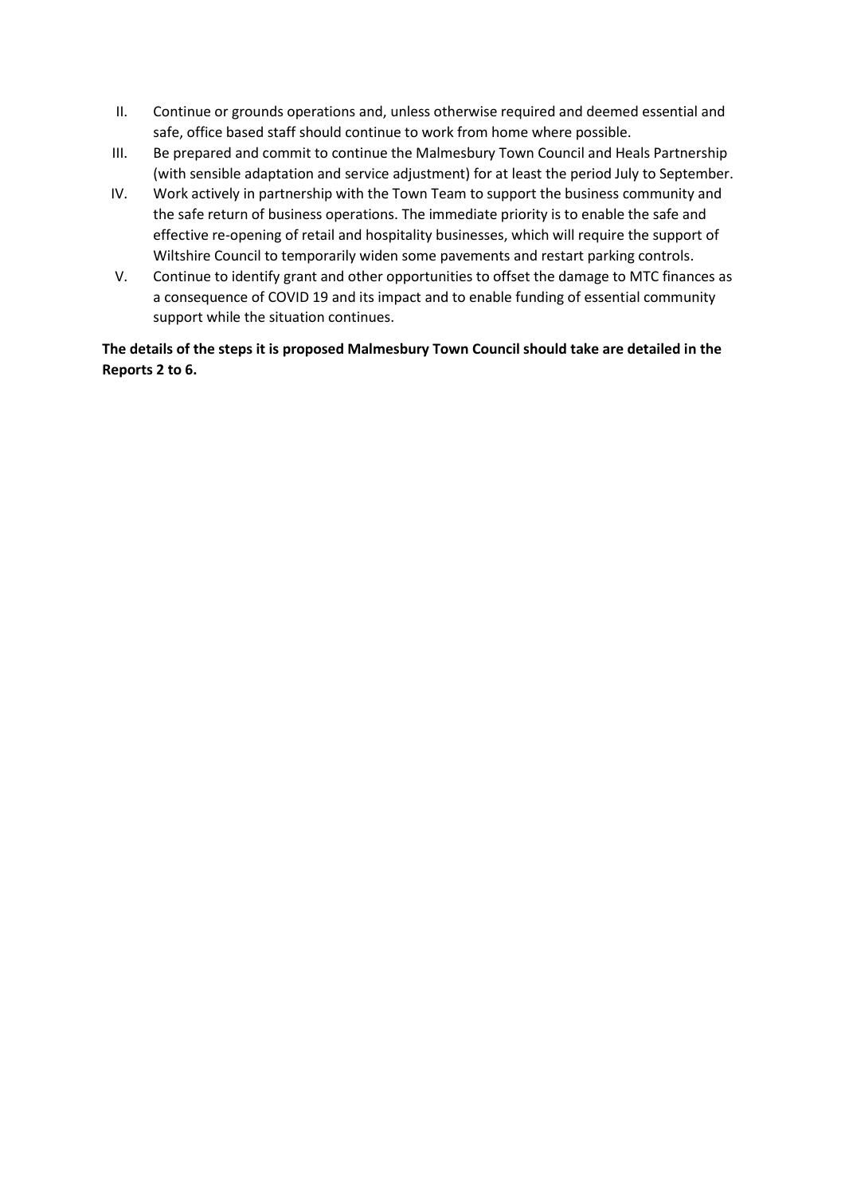II. Continue or grounds operations and, unless otherwise required and deemed essential and safe, office based staff should continue to work from home where possible.
III. Be prepared and commit to continue the Malmesbury Town Council and Heals Partnership (with sensible adaptation and service adjustment) for at least the period July to September.
IV. Work actively in partnership with the Town Team to support the business community and the safe return of business operations. The immediate priority is to enable the safe and effective re-opening of retail and hospitality businesses, which will require the support of Wiltshire Council to temporarily widen some pavements and restart parking controls.
V. Continue to identify grant and other opportunities to offset the damage to MTC finances as a consequence of COVID 19 and its impact and to enable funding of essential community support while the situation continues.

**The details of the steps it is proposed Malmesbury Town Council should take are detailed in the Reports 2 to 6.**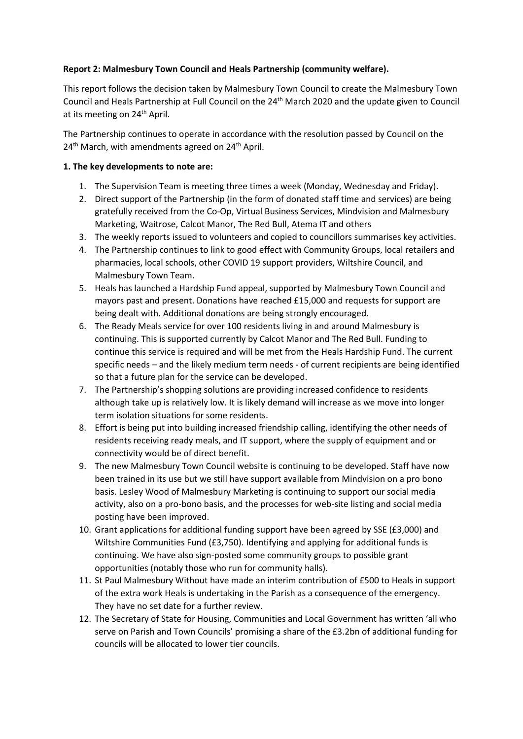**Report 2: Malmesbury Town Council and Heals Partnership (community welfare).**

This report follows the decision taken by Malmesbury Town Council to create the Malmesbury Town Council and Heals Partnership at Full Council on the 24th March 2020 and the update given to Council at its meeting on 24th April.

The Partnership continues to operate in accordance with the resolution passed by Council on the 24th March, with amendments agreed on 24th April.

**1. The key developments to note are:**

1. The Supervision Team is meeting three times a week (Monday, Wednesday and Friday).
2. Direct support of the Partnership (in the form of donated staff time and services) are being gratefully received from the Co-Op, Virtual Business Services, Mindvision and Malmesbury Marketing, Waitrose, Calcot Manor, The Red Bull, Atema IT and others
3. The weekly reports issued to volunteers and copied to councillors summarises key activities.
4. The Partnership continues to link to good effect with Community Groups, local retailers and pharmacies, local schools, other COVID 19 support providers, Wiltshire Council, and Malmesbury Town Team.
5. Heals has launched a Hardship Fund appeal, supported by Malmesbury Town Council and mayors past and present. Donations have reached £15,000 and requests for support are being dealt with. Additional donations are being strongly encouraged.
6. The Ready Meals service for over 100 residents living in and around Malmesbury is continuing. This is supported currently by Calcot Manor and The Red Bull. Funding to continue this service is required and will be met from the Heals Hardship Fund. The current specific needs – and the likely medium term needs - of current recipients are being identified so that a future plan for the service can be developed.
7. The Partnership's shopping solutions are providing increased confidence to residents although take up is relatively low. It is likely demand will increase as we move into longer term isolation situations for some residents.
8. Effort is being put into building increased friendship calling, identifying the other needs of residents receiving ready meals, and IT support, where the supply of equipment and or connectivity would be of direct benefit.
9. The new Malmesbury Town Council website is continuing to be developed. Staff have now been trained in its use but we still have support available from Mindvision on a pro bono basis. Lesley Wood of Malmesbury Marketing is continuing to support our social media activity, also on a pro-bono basis, and the processes for web-site listing and social media posting have been improved.
10. Grant applications for additional funding support have been agreed by SSE (£3,000) and Wiltshire Communities Fund (£3,750). Identifying and applying for additional funds is continuing. We have also sign-posted some community groups to possible grant opportunities (notably those who run for community halls).
11. St Paul Malmesbury Without have made an interim contribution of £500 to Heals in support of the extra work Heals is undertaking in the Parish as a consequence of the emergency. They have no set date for a further review.
12. The Secretary of State for Housing, Communities and Local Government has written 'all who serve on Parish and Town Councils' promising a share of the £3.2bn of additional funding for councils will be allocated to lower tier councils.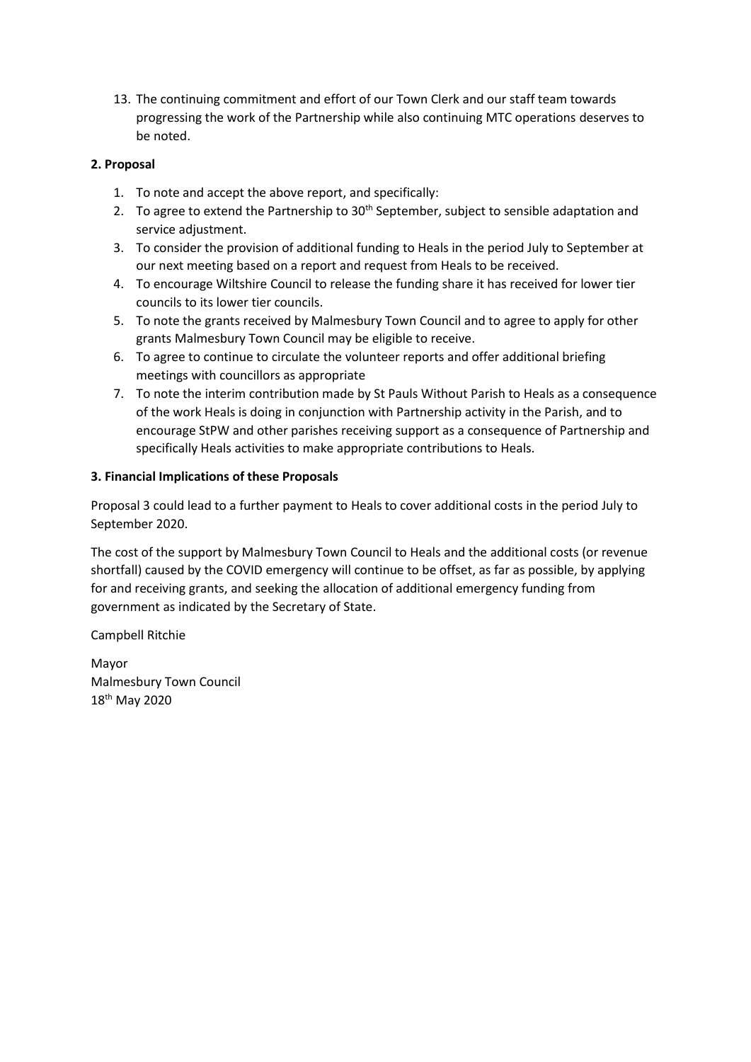13. The continuing commitment and effort of our Town Clerk and our staff team towards progressing the work of the Partnership while also continuing MTC operations deserves to be noted.

**2. Proposal**

1. To note and accept the above report, and specifically:
2. To agree to extend the Partnership to 30th September, subject to sensible adaptation and service adjustment.
3. To consider the provision of additional funding to Heals in the period July to September at our next meeting based on a report and request from Heals to be received.
4. To encourage Wiltshire Council to release the funding share it has received for lower tier councils to its lower tier councils.
5. To note the grants received by Malmesbury Town Council and to agree to apply for other grants Malmesbury Town Council may be eligible to receive.
6. To agree to continue to circulate the volunteer reports and offer additional briefing meetings with councillors as appropriate
7. To note the interim contribution made by St Pauls Without Parish to Heals as a consequence of the work Heals is doing in conjunction with Partnership activity in the Parish, and to encourage StPW and other parishes receiving support as a consequence of Partnership and specifically Heals activities to make appropriate contributions to Heals.

**3. Financial Implications of these Proposals**

Proposal 3 could lead to a further payment to Heals to cover additional costs in the period July to September 2020.

The cost of the support by Malmesbury Town Council to Heals and the additional costs (or revenue shortfall) caused by the COVID emergency will continue to be offset, as far as possible, by applying for and receiving grants, and seeking the allocation of additional emergency funding from government as indicated by the Secretary of State.

Campbell Ritchie

Mayor
Malmesbury Town Council
18th May 2020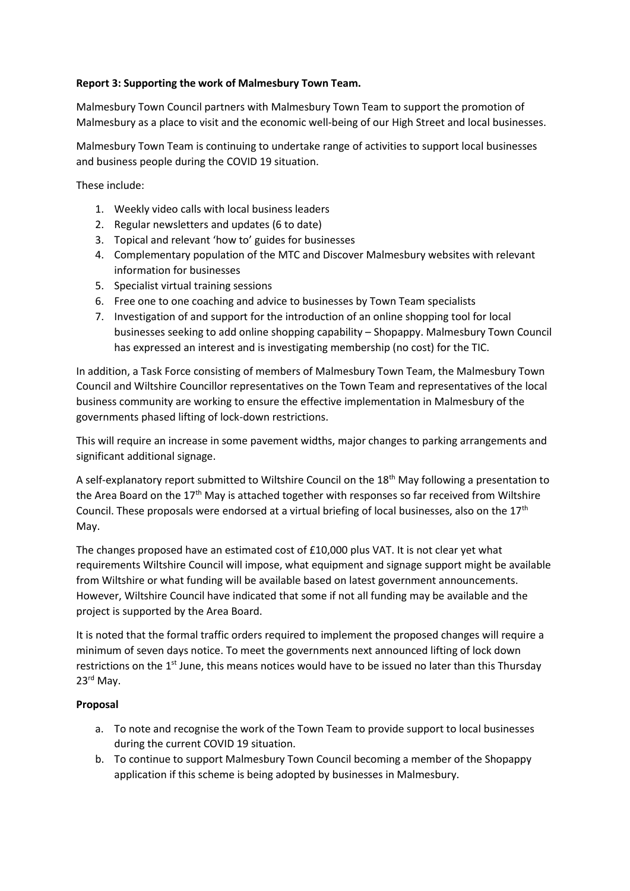**Report 3: Supporting the work of Malmesbury Town Team.**

Malmesbury Town Council partners with Malmesbury Town Team to support the promotion of Malmesbury as a place to visit and the economic well-being of our High Street and local businesses.

Malmesbury Town Team is continuing to undertake range of activities to support local businesses and business people during the COVID 19 situation.

These include:

1. Weekly video calls with local business leaders
2. Regular newsletters and updates (6 to date)
3. Topical and relevant 'how to' guides for businesses
4. Complementary population of the MTC and Discover Malmesbury websites with relevant information for businesses
5. Specialist virtual training sessions
6. Free one to one coaching and advice to businesses by Town Team specialists
7. Investigation of and support for the introduction of an online shopping tool for local businesses seeking to add online shopping capability – Shopappy. Malmesbury Town Council has expressed an interest and is investigating membership (no cost) for the TIC.

In addition, a Task Force consisting of members of Malmesbury Town Team, the Malmesbury Town Council and Wiltshire Councillor representatives on the Town Team and representatives of the local business community are working to ensure the effective implementation in Malmesbury of the governments phased lifting of lock-down restrictions.

This will require an increase in some pavement widths, major changes to parking arrangements and significant additional signage.

A self-explanatory report submitted to Wiltshire Council on the 18th May following a presentation to the Area Board on the 17th May is attached together with responses so far received from Wiltshire Council. These proposals were endorsed at a virtual briefing of local businesses, also on the 17th May.

The changes proposed have an estimated cost of £10,000 plus VAT. It is not clear yet what requirements Wiltshire Council will impose, what equipment and signage support might be available from Wiltshire or what funding will be available based on latest government announcements. However, Wiltshire Council have indicated that some if not all funding may be available and the project is supported by the Area Board.

It is noted that the formal traffic orders required to implement the proposed changes will require a minimum of seven days notice. To meet the governments next announced lifting of lock down restrictions on the 1st June, this means notices would have to be issued no later than this Thursday 23rd May.

**Proposal**

a. To note and recognise the work of the Town Team to provide support to local businesses during the current COVID 19 situation.
b. To continue to support Malmesbury Town Council becoming a member of the Shopappy application if this scheme is being adopted by businesses in Malmesbury.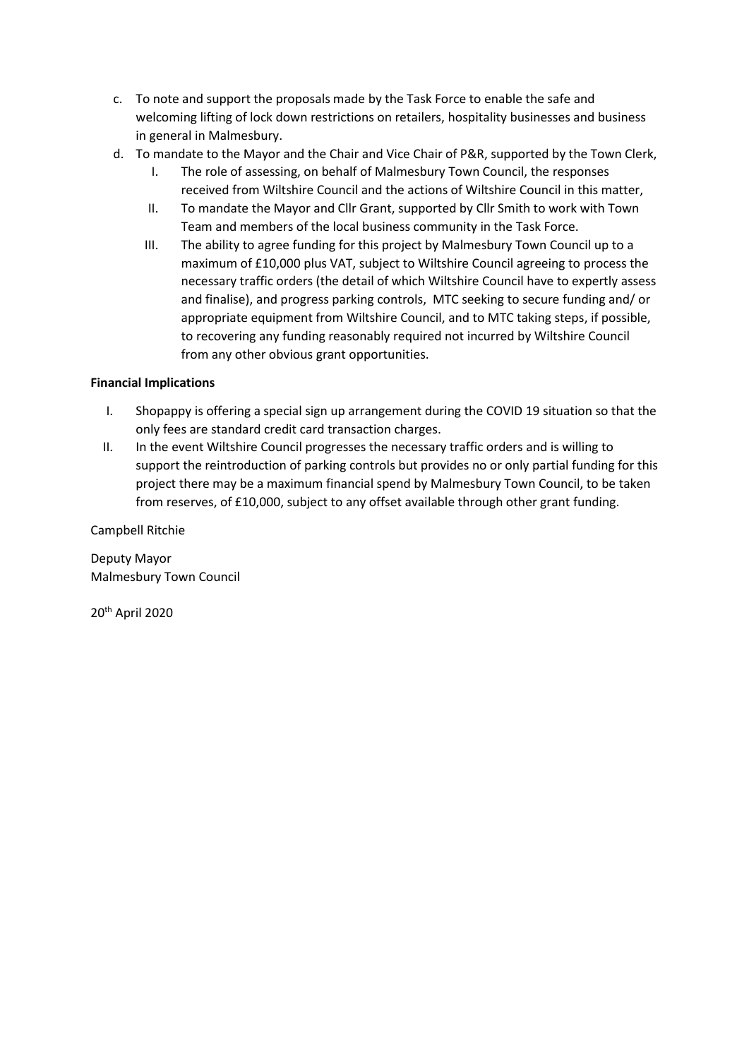c. To note and support the proposals made by the Task Force to enable the safe and welcoming lifting of lock down restrictions on retailers, hospitality businesses and business in general in Malmesbury.

d. To mandate to the Mayor and the Chair and Vice Chair of P&R, supported by the Town Clerk,

   I. The role of assessing, on behalf of Malmesbury Town Council, the responses received from Wiltshire Council and the actions of Wiltshire Council in this matter,

   II. To mandate the Mayor and Cllr Grant, supported by Cllr Smith to work with Town Team and members of the local business community in the Task Force.

   III. The ability to agree funding for this project by Malmesbury Town Council up to a maximum of £10,000 plus VAT, subject to Wiltshire Council agreeing to process the necessary traffic orders (the detail of which Wiltshire Council have to expertly assess and finalise), and progress parking controls, MTC seeking to secure funding and/ or appropriate equipment from Wiltshire Council, and to MTC taking steps, if possible, to recovering any funding reasonably required not incurred by Wiltshire Council from any other obvious grant opportunities.

**Financial Implications**

I. Shopappy is offering a special sign up arrangement during the COVID 19 situation so that the only fees are standard credit card transaction charges.

II. In the event Wiltshire Council progresses the necessary traffic orders and is willing to support the reintroduction of parking controls but provides no or only partial funding for this project there may be a maximum financial spend by Malmesbury Town Council, to be taken from reserves, of £10,000, subject to any offset available through other grant funding.

Campbell Ritchie

Deputy Mayor
Malmesbury Town Council

20th April 2020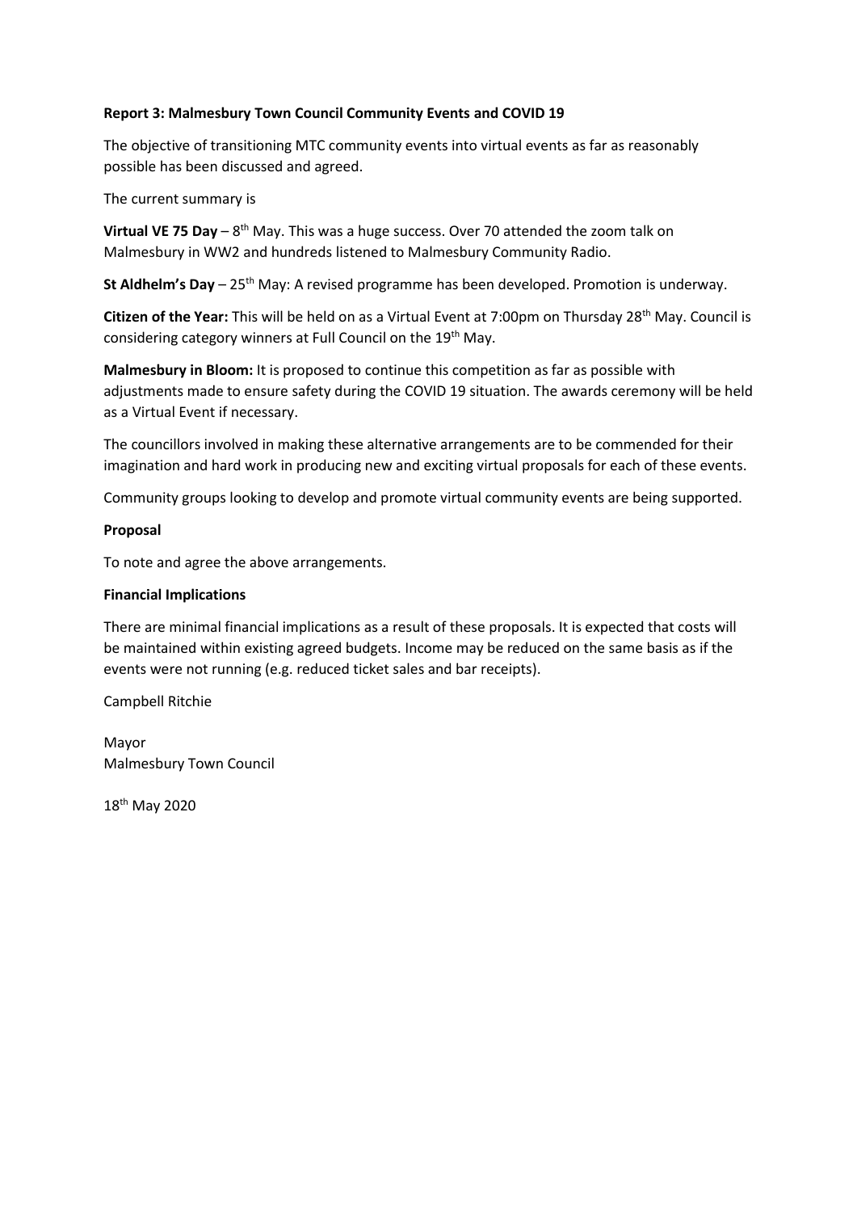**Report 3: Malmesbury Town Council Community Events and COVID 19**

The objective of transitioning MTC community events into virtual events as far as reasonably possible has been discussed and agreed.

The current summary is

**Virtual VE 75 Day** – 8th May. This was a huge success. Over 70 attended the zoom talk on Malmesbury in WW2 and hundreds listened to Malmesbury Community Radio.

**St Aldhelm's Day** – 25th May: A revised programme has been developed. Promotion is underway.

**Citizen of the Year:** This will be held on as a Virtual Event at 7:00pm on Thursday 28th May. Council is considering category winners at Full Council on the 19th May.

**Malmesbury in Bloom:** It is proposed to continue this competition as far as possible with adjustments made to ensure safety during the COVID 19 situation. The awards ceremony will be held as a Virtual Event if necessary.

The councillors involved in making these alternative arrangements are to be commended for their imagination and hard work in producing new and exciting virtual proposals for each of these events.

Community groups looking to develop and promote virtual community events are being supported.

**Proposal**

To note and agree the above arrangements.

**Financial Implications**

There are minimal financial implications as a result of these proposals. It is expected that costs will be maintained within existing agreed budgets. Income may be reduced on the same basis as if the events were not running (e.g. reduced ticket sales and bar receipts).

Campbell Ritchie

Mayor
Malmesbury Town Council

18th May 2020